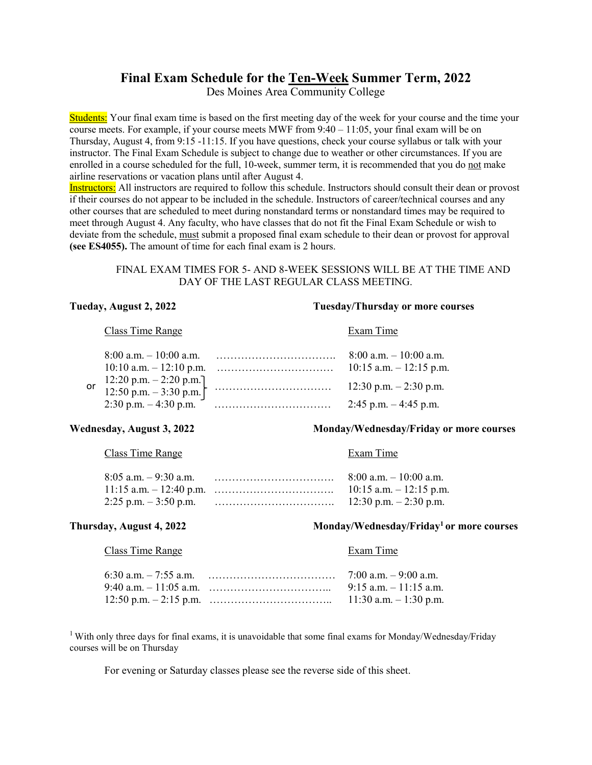# Final Exam Schedule for the Ten-Week Summer Term, 2022

Des Moines Area Community College

**Students:** Your final exam time is based on the first meeting day of the week for your course and the time your course meets. For example, if your course meets MWF from 9:40 – 11:05, your final exam will be on Thursday, August 4, from 9:15 -11:15. If you have questions, check your course syllabus or talk with your instructor. The Final Exam Schedule is subject to change due to weather or other circumstances. If you are enrolled in a course scheduled for the full, 10-week, summer term, it is recommended that you do not make airline reservations or vacation plans until after August 4.

**Instructors:** All instructors are required to follow this schedule. Instructors should consult their dean or provost if their courses do not appear to be included in the schedule. Instructors of career/technical courses and any other courses that are scheduled to meet during nonstandard terms or nonstandard times may be required to meet through August 4. Any faculty, who have classes that do not fit the Final Exam Schedule or wish to deviate from the schedule, must submit a proposed final exam schedule to their dean or provost for approval **(see ES4055).** The amount of time for each final exam is 2 hours.

FINAL EXAM TIMES FOR 5- AND 8-WEEK SESSIONS WILL BE AT THE TIME AND DAY OF THE LAST REGULAR CLASS MEETING.

**Tueday, August 2, 2022** — **Tuesday/Thursday or more courses**

| Class Time Range | Exam Time |
|---|---|
| 8:00 a.m. – 10:00 a.m. | 8:00 a.m. – 10:00 a.m. |
| 10:10 a.m. – 12:10 p.m. | 10:15 a.m. – 12:15 p.m. |
| 12:20 p.m. – 2:20 p.m. or 12:50 p.m. – 3:30 p.m. | 12:30 p.m. – 2:30 p.m. |
| 2:30 p.m. – 4:30 p.m. | 2:45 p.m. – 4:45 p.m. |

**Wednesday, August 3, 2022** — **Monday/Wednesday/Friday or more courses**

| Class Time Range | Exam Time |
|---|---|
| 8:05 a.m. – 9:30 a.m. | 8:00 a.m. – 10:00 a.m. |
| 11:15 a.m. – 12:40 p.m. | 10:15 a.m. – 12:15 p.m. |
| 2:25 p.m. – 3:50 p.m. | 12:30 p.m. – 2:30 p.m. |

**Thursday, August 4, 2022** — **Monday/Wednesday/Friday[1] or more courses**

| Class Time Range | Exam Time |
|---|---|
| 6:30 a.m. – 7:55 a.m. | 7:00 a.m. – 9:00 a.m. |
| 9:40 a.m. – 11:05 a.m. | 9:15 a.m. – 11:15 a.m. |
| 12:50 p.m. – 2:15 p.m. | 11:30 a.m. – 1:30 p.m. |

[1] With only three days for final exams, it is unavoidable that some final exams for Monday/Wednesday/Friday courses will be on Thursday

For evening or Saturday classes please see the reverse side of this sheet.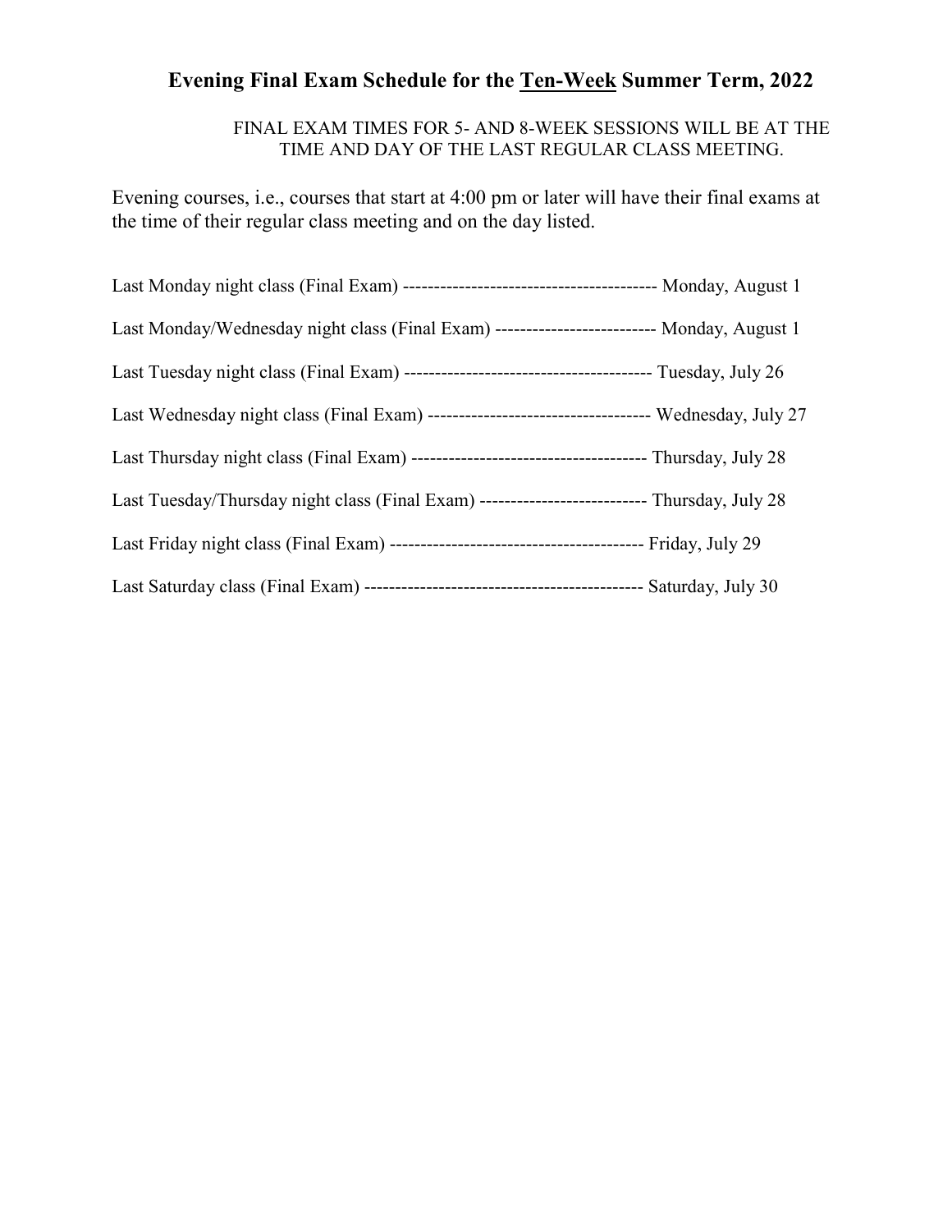# Evening Final Exam Schedule for the Ten-Week Summer Term, 2022

FINAL EXAM TIMES FOR 5- AND 8-WEEK SESSIONS WILL BE AT THE TIME AND DAY OF THE LAST REGULAR CLASS MEETING.

Evening courses, i.e., courses that start at 4:00 pm or later will have their final exams at the time of their regular class meeting and on the day listed.

Last Monday night class (Final Exam) ---------------------------------------- Monday, August 1

Last Monday/Wednesday night class (Final Exam) ------------------------- Monday, August 1

Last Tuesday night class (Final Exam) --------------------------------------- Tuesday, July 26

Last Wednesday night class (Final Exam) ----------------------------------- Wednesday, July 27

Last Thursday night class (Final Exam) ------------------------------------- Thursday, July 28

Last Tuesday/Thursday night class (Final Exam) -------------------------- Thursday, July 28

Last Friday night class (Final Exam) ----------------------------------------- Friday, July 29

Last Saturday class (Final Exam) --------------------------------------------- Saturday, July 30